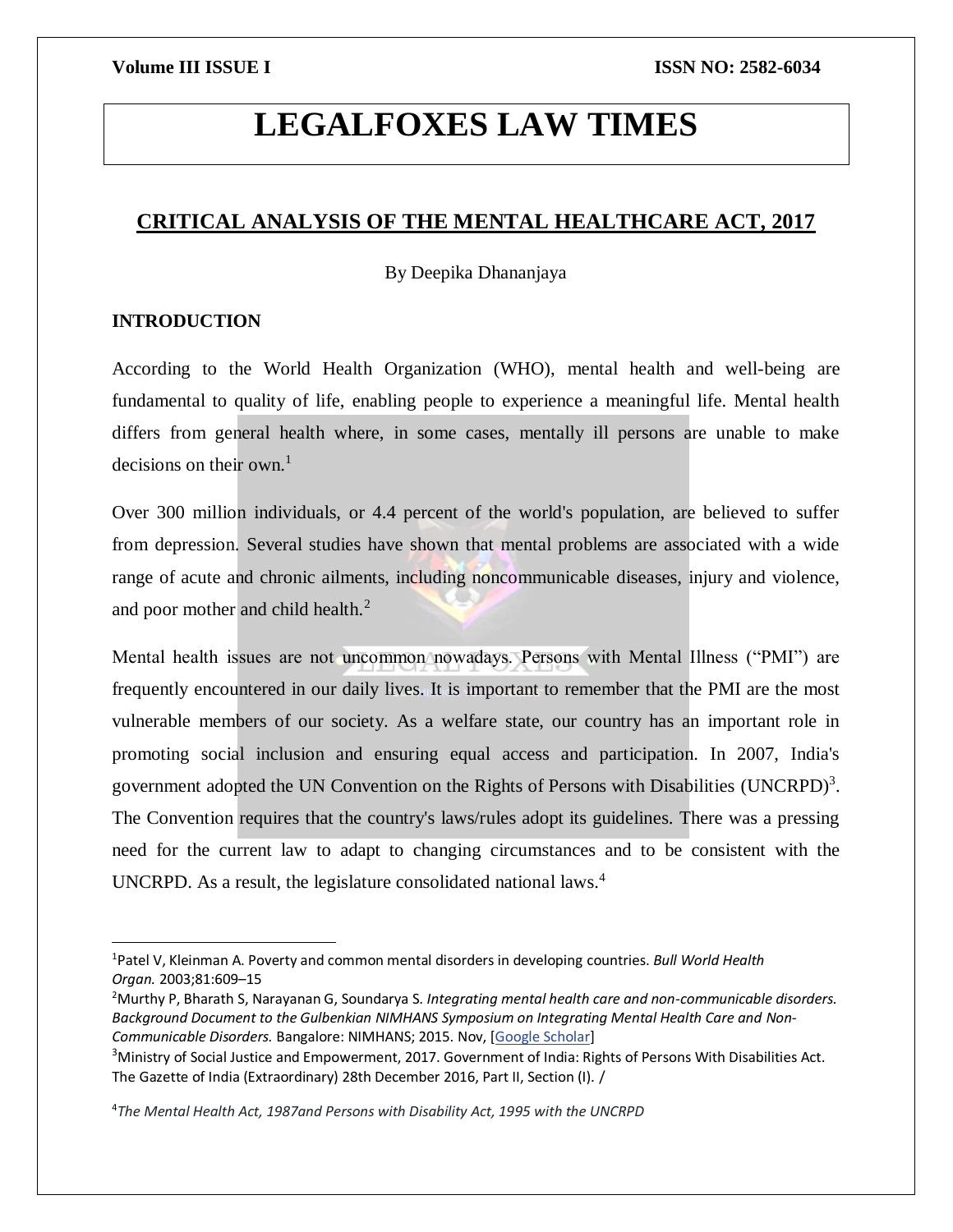# LEGALFOXES LAW TIMES

## CRITICAL ANALYSIS OF THE MENTAL HEALTHCARE ACT, 2017

By Deepika Dhananjaya

### INTRODUCTION

According to the World Health Organization (WHO), mental health and well-being are fundamental to quality of life, enabling people to experience a meaningful life. Mental health differs from general health where, in some cases, mentally ill persons are unable to make decisions on their own.[1]

Over 300 million individuals, or 4.4 percent of the world's population, are believed to suffer from depression. Several studies have shown that mental problems are associated with a wide range of acute and chronic ailments, including noncommunicable diseases, injury and violence, and poor mother and child health.[2]

Mental health issues are not uncommon nowadays. Persons with Mental Illness ("PMI") are frequently encountered in our daily lives. It is important to remember that the PMI are the most vulnerable members of our society. As a welfare state, our country has an important role in promoting social inclusion and ensuring equal access and participation. In 2007, India's government adopted the UN Convention on the Rights of Persons with Disabilities (UNCRPD)[3]. The Convention requires that the country's laws/rules adopt its guidelines. There was a pressing need for the current law to adapt to changing circumstances and to be consistent with the UNCRPD. As a result, the legislature consolidated national laws.[4]

---

[1]Patel V, Kleinman A. Poverty and common mental disorders in developing countries. *Bull World Health Organ.* 2003;81:609–15

[2]Murthy P, Bharath S, Narayanan G, Soundarya S. *Integrating mental health care and non-communicable disorders. Background Document to the Gulbenkian NIMHANS Symposium on Integrating Mental Health Care and Non-Communicable Disorders.* Bangalore: NIMHANS; 2015. Nov, [Google Scholar]

[3]Ministry of Social Justice and Empowerment, 2017. Government of India: Rights of Persons With Disabilities Act. The Gazette of India (Extraordinary) 28th December 2016, Part II, Section (I). /

[4]*The Mental Health Act, 1987and Persons with Disability Act, 1995 with the UNCRPD*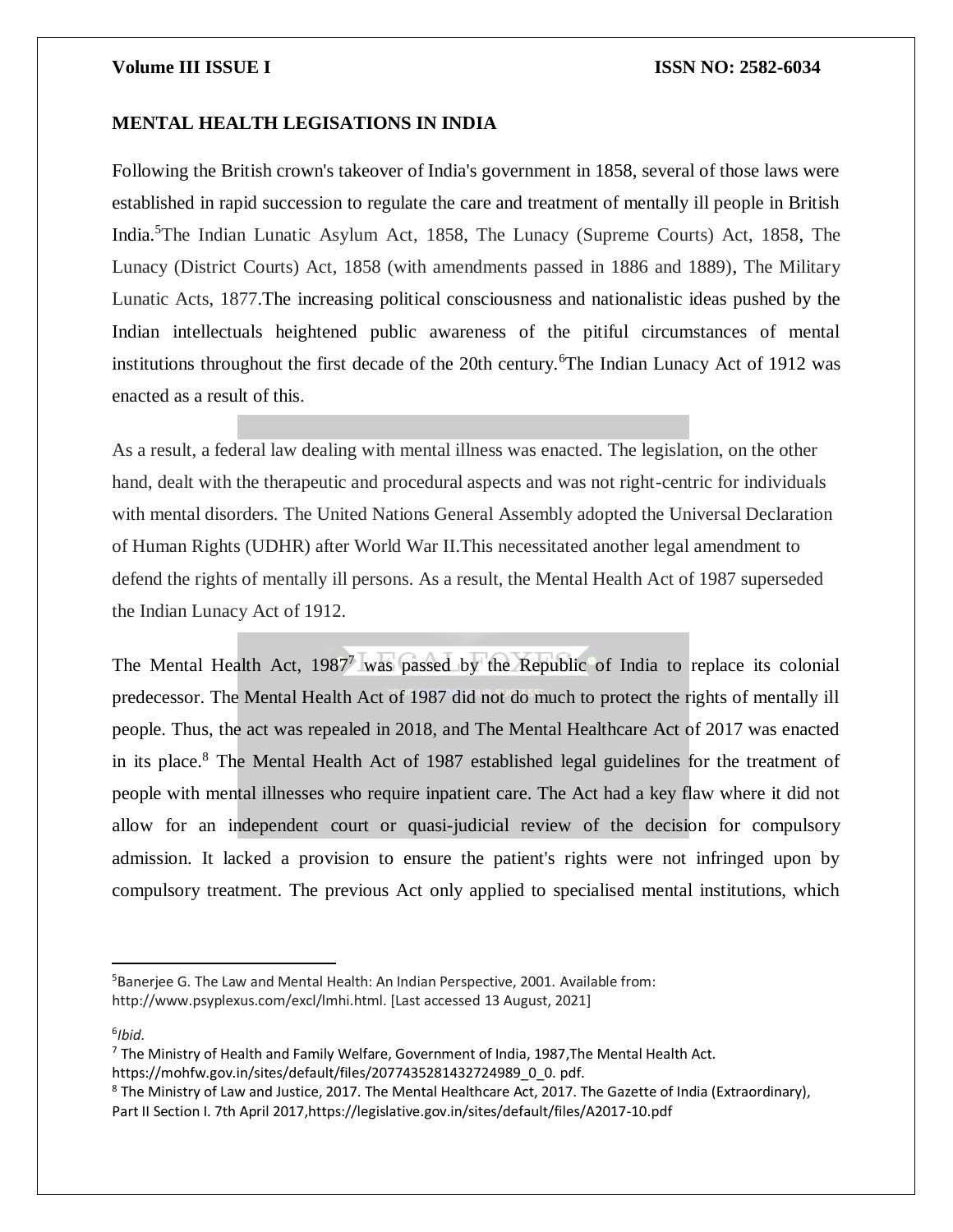## MENTAL HEALTH LEGISATIONS IN INDIA

Following the British crown's takeover of India's government in 1858, several of those laws were established in rapid succession to regulate the care and treatment of mentally ill people in British India.[5]The Indian Lunatic Asylum Act, 1858, The Lunacy (Supreme Courts) Act, 1858, The Lunacy (District Courts) Act, 1858 (with amendments passed in 1886 and 1889), The Military Lunatic Acts, 1877.The increasing political consciousness and nationalistic ideas pushed by the Indian intellectuals heightened public awareness of the pitiful circumstances of mental institutions throughout the first decade of the 20th century.[6]The Indian Lunacy Act of 1912 was enacted as a result of this.

As a result, a federal law dealing with mental illness was enacted. The legislation, on the other hand, dealt with the therapeutic and procedural aspects and was not right-centric for individuals with mental disorders. The United Nations General Assembly adopted the Universal Declaration of Human Rights (UDHR) after World War II.This necessitated another legal amendment to defend the rights of mentally ill persons. As a result, the Mental Health Act of 1987 superseded the Indian Lunacy Act of 1912.

The Mental Health Act, 1987[7] was passed by the Republic of India to replace its colonial predecessor. The Mental Health Act of 1987 did not do much to protect the rights of mentally ill people. Thus, the act was repealed in 2018, and The Mental Healthcare Act of 2017 was enacted in its place.[8] The Mental Health Act of 1987 established legal guidelines for the treatment of people with mental illnesses who require inpatient care. The Act had a key flaw where it did not allow for an independent court or quasi-judicial review of the decision for compulsory admission. It lacked a provision to ensure the patient's rights were not infringed upon by compulsory treatment. The previous Act only applied to specialised mental institutions, which

---

[5]Banerjee G. The Law and Mental Health: An Indian Perspective, 2001. Available from: http://www.psyplexus.com/excl/lmhi.html. [Last accessed 13 August, 2021]

[6]*Ibid.*

[7] The Ministry of Health and Family Welfare, Government of India, 1987,The Mental Health Act. https://mohfw.gov.in/sites/default/files/2077435281432724989_0_0. pdf.

[8] The Ministry of Law and Justice, 2017. The Mental Healthcare Act, 2017. The Gazette of India (Extraordinary), Part II Section I. 7th April 2017,https://legislative.gov.in/sites/default/files/A2017-10.pdf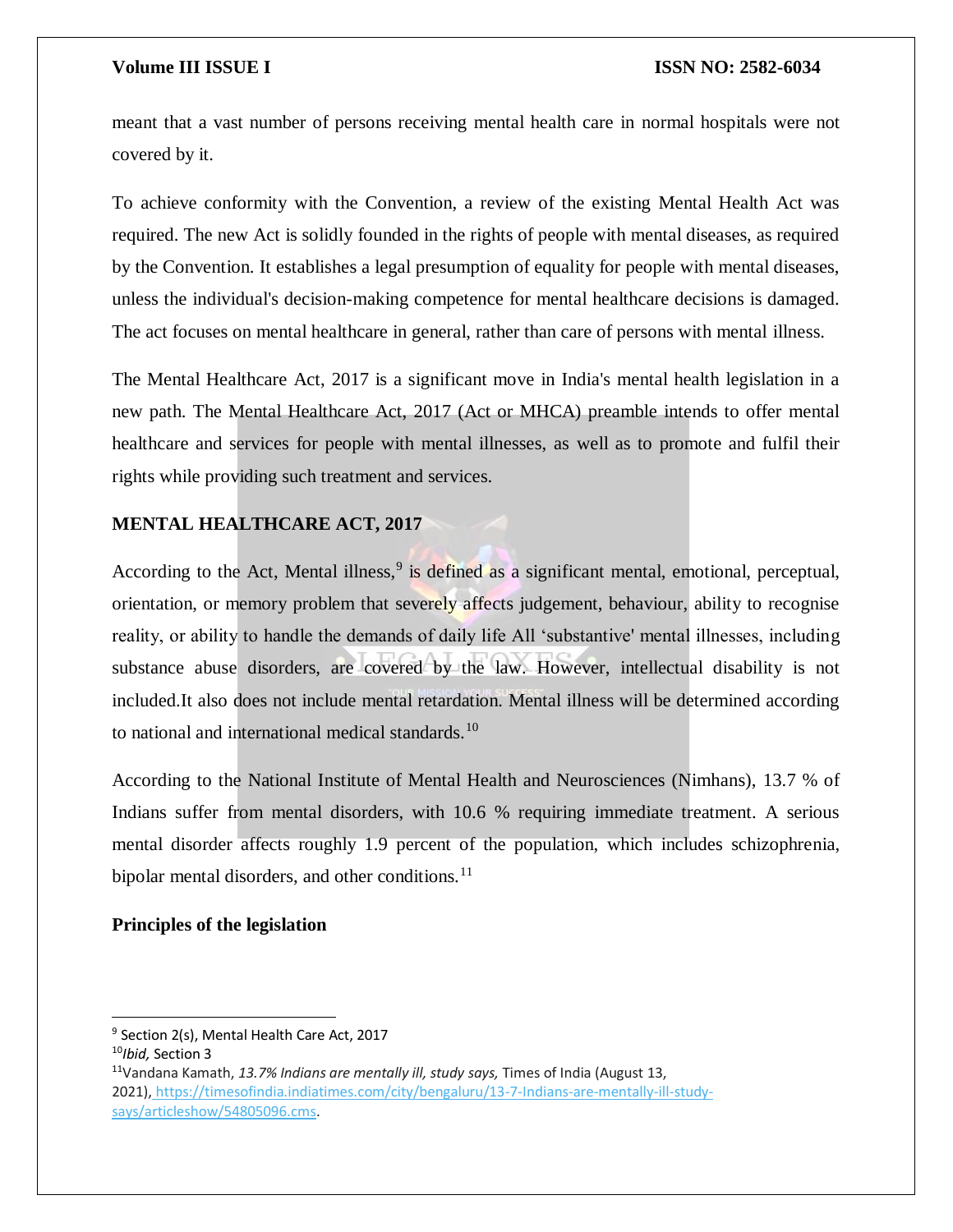meant that a vast number of persons receiving mental health care in normal hospitals were not covered by it.

To achieve conformity with the Convention, a review of the existing Mental Health Act was required. The new Act is solidly founded in the rights of people with mental diseases, as required by the Convention. It establishes a legal presumption of equality for people with mental diseases, unless the individual's decision-making competence for mental healthcare decisions is damaged. The act focuses on mental healthcare in general, rather than care of persons with mental illness.

The Mental Healthcare Act, 2017 is a significant move in India's mental health legislation in a new path. The Mental Healthcare Act, 2017 (Act or MHCA) preamble intends to offer mental healthcare and services for people with mental illnesses, as well as to promote and fulfil their rights while providing such treatment and services.

**MENTAL HEALTHCARE ACT, 2017**

According to the Act, Mental illness,[9] is defined as a significant mental, emotional, perceptual, orientation, or memory problem that severely affects judgement, behaviour, ability to recognise reality, or ability to handle the demands of daily life All 'substantive' mental illnesses, including substance abuse disorders, are covered by the law. However, intellectual disability is not included.It also does not include mental retardation. Mental illness will be determined according to national and international medical standards.[10]

According to the National Institute of Mental Health and Neurosciences (Nimhans), 13.7 % of Indians suffer from mental disorders, with 10.6 % requiring immediate treatment. A serious mental disorder affects roughly 1.9 percent of the population, which includes schizophrenia, bipolar mental disorders, and other conditions.[11]

**Principles of the legislation**

---

[9] Section 2(s), Mental Health Care Act, 2017

[10] *Ibid,* Section 3

[11] Vandana Kamath, *13.7% Indians are mentally ill, study says,* Times of India (August 13, 2021), https://timesofindia.indiatimes.com/city/bengaluru/13-7-Indians-are-mentally-ill-study-says/articleshow/54805096.cms.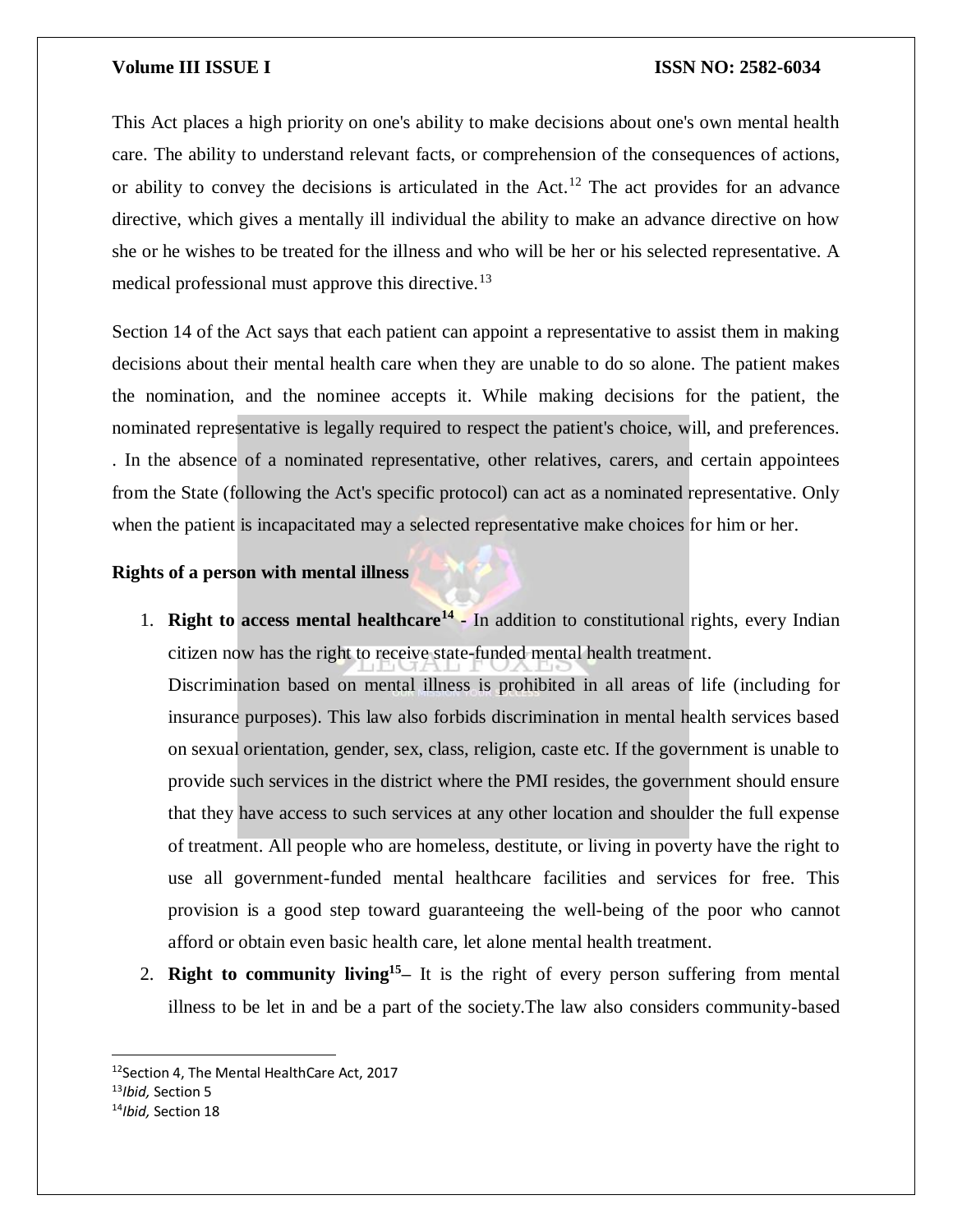This Act places a high priority on one's ability to make decisions about one's own mental health care. The ability to understand relevant facts, or comprehension of the consequences of actions, or ability to convey the decisions is articulated in the Act.[12] The act provides for an advance directive, which gives a mentally ill individual the ability to make an advance directive on how she or he wishes to be treated for the illness and who will be her or his selected representative. A medical professional must approve this directive.[13]

Section 14 of the Act says that each patient can appoint a representative to assist them in making decisions about their mental health care when they are unable to do so alone. The patient makes the nomination, and the nominee accepts it. While making decisions for the patient, the nominated representative is legally required to respect the patient's choice, will, and preferences. . In the absence of a nominated representative, other relatives, carers, and certain appointees from the State (following the Act's specific protocol) can act as a nominated representative. Only when the patient is incapacitated may a selected representative make choices for him or her.

**Rights of a person with mental illness**

1. **Right to access mental healthcare[14]** - In addition to constitutional rights, every Indian citizen now has the right to receive state-funded mental health treatment.
   Discrimination based on mental illness is prohibited in all areas of life (including for insurance purposes). This law also forbids discrimination in mental health services based on sexual orientation, gender, sex, class, religion, caste etc. If the government is unable to provide such services in the district where the PMI resides, the government should ensure that they have access to such services at any other location and shoulder the full expense of treatment. All people who are homeless, destitute, or living in poverty have the right to use all government-funded mental healthcare facilities and services for free. This provision is a good step toward guaranteeing the well-being of the poor who cannot afford or obtain even basic health care, let alone mental health treatment.
2. **Right to community living[15]–** It is the right of every person suffering from mental illness to be let in and be a part of the society.The law also considers community-based

---

[12] Section 4, The Mental HealthCare Act, 2017
[13] *Ibid,* Section 5
[14] *Ibid,* Section 18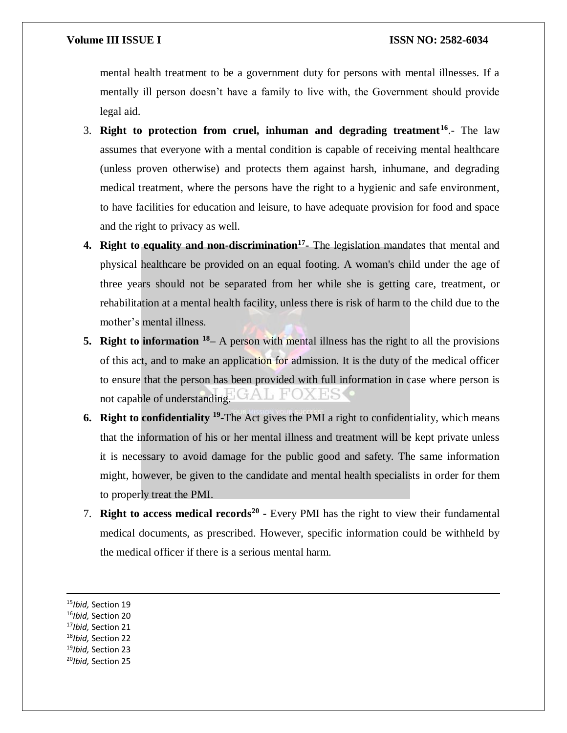mental health treatment to be a government duty for persons with mental illnesses. If a mentally ill person doesn't have a family to live with, the Government should provide legal aid.

3. **Right to protection from cruel, inhuman and degrading treatment**[16].- The law assumes that everyone with a mental condition is capable of receiving mental healthcare (unless proven otherwise) and protects them against harsh, inhumane, and degrading medical treatment, where the persons have the right to a hygienic and safe environment, to have facilities for education and leisure, to have adequate provision for food and space and the right to privacy as well.
4. **Right to equality and non-discrimination**[17]- The legislation mandates that mental and physical healthcare be provided on an equal footing. A woman's child under the age of three years should not be separated from her while she is getting care, treatment, or rehabilitation at a mental health facility, unless there is risk of harm to the child due to the mother's mental illness.
5. **Right to information** [18]– A person with mental illness has the right to all the provisions of this act, and to make an application for admission. It is the duty of the medical officer to ensure that the person has been provided with full information in case where person is not capable of understanding.
6. **Right to confidentiality** [19]-The Act gives the PMI a right to confidentiality, which means that the information of his or her mental illness and treatment will be kept private unless it is necessary to avoid damage for the public good and safety. The same information might, however, be given to the candidate and mental health specialists in order for them to properly treat the PMI.
7. **Right to access medical records**[20] - Every PMI has the right to view their fundamental medical documents, as prescribed. However, specific information could be withheld by the medical officer if there is a serious mental harm.

---

[15] *Ibid,* Section 19
[16] *Ibid,* Section 20
[17] *Ibid,* Section 21
[18] *Ibid,* Section 22
[19] *Ibid,* Section 23
[20] *Ibid,* Section 25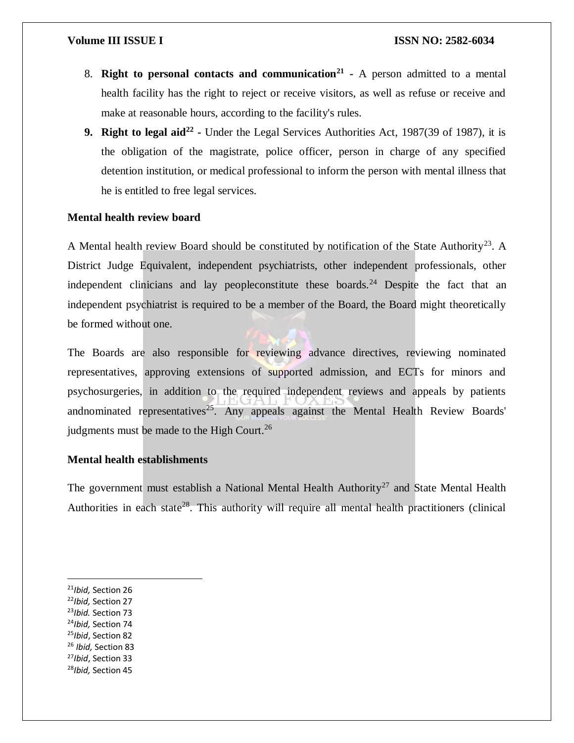8. **Right to personal contacts and communication**[21] **-** A person admitted to a mental health facility has the right to reject or receive visitors, as well as refuse or receive and make at reasonable hours, according to the facility's rules.

9. **Right to legal aid**[22] **-** Under the Legal Services Authorities Act, 1987(39 of 1987), it is the obligation of the magistrate, police officer, person in charge of any specified detention institution, or medical professional to inform the person with mental illness that he is entitled to free legal services.

**Mental health review board**

A Mental health review Board should be constituted by notification of the State Authority[23]. A District Judge Equivalent, independent psychiatrists, other independent professionals, other independent clinicians and lay peopleconstitute these boards.[24] Despite the fact that an independent psychiatrist is required to be a member of the Board, the Board might theoretically be formed without one.

The Boards are also responsible for reviewing advance directives, reviewing nominated representatives, approving extensions of supported admission, and ECTs for minors and psychosurgeries, in addition to the required independent reviews and appeals by patients andnominated representatives[25]. Any appeals against the Mental Health Review Boards' judgments must be made to the High Court.[26]

**Mental health establishments**

The government must establish a National Mental Health Authority[27] and State Mental Health Authorities in each state[28]. This authority will require all mental health practitioners (clinical

---

[21] *Ibid,* Section 26
[22] *Ibid,* Section 27
[23] *Ibid.* Section 73
[24] *Ibid,* Section 74
[25] *Ibid*, Section 82
[26] *Ibid,* Section 83
[27] *Ibid*, Section 33
[28] *Ibid,* Section 45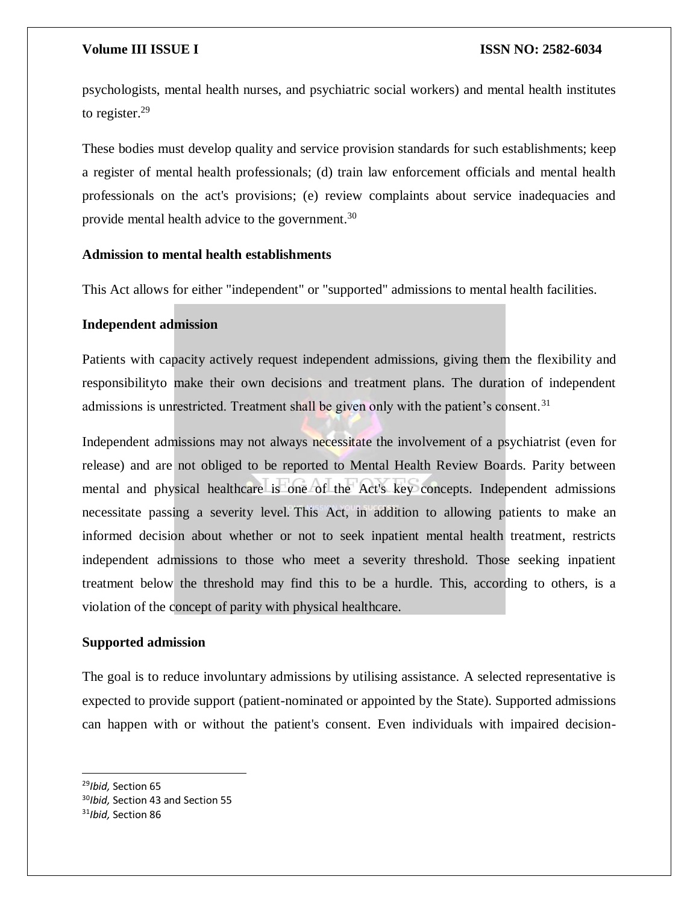psychologists, mental health nurses, and psychiatric social workers) and mental health institutes to register.[29]

These bodies must develop quality and service provision standards for such establishments; keep a register of mental health professionals; (d) train law enforcement officials and mental health professionals on the act's provisions; (e) review complaints about service inadequacies and provide mental health advice to the government.[30]

**Admission to mental health establishments**

This Act allows for either "independent" or "supported" admissions to mental health facilities.

**Independent admission**

Patients with capacity actively request independent admissions, giving them the flexibility and responsibilityto make their own decisions and treatment plans. The duration of independent admissions is unrestricted. Treatment shall be given only with the patient's consent.[31]

Independent admissions may not always necessitate the involvement of a psychiatrist (even for release) and are not obliged to be reported to Mental Health Review Boards. Parity between mental and physical healthcare is one of the Act's key concepts. Independent admissions necessitate passing a severity level. This Act, in addition to allowing patients to make an informed decision about whether or not to seek inpatient mental health treatment, restricts independent admissions to those who meet a severity threshold. Those seeking inpatient treatment below the threshold may find this to be a hurdle. This, according to others, is a violation of the concept of parity with physical healthcare.

**Supported admission**

The goal is to reduce involuntary admissions by utilising assistance. A selected representative is expected to provide support (patient-nominated or appointed by the State). Supported admissions can happen with or without the patient's consent. Even individuals with impaired decision-

---

[29] *Ibid,* Section 65

[30] *Ibid,* Section 43 and Section 55

[31] *Ibid,* Section 86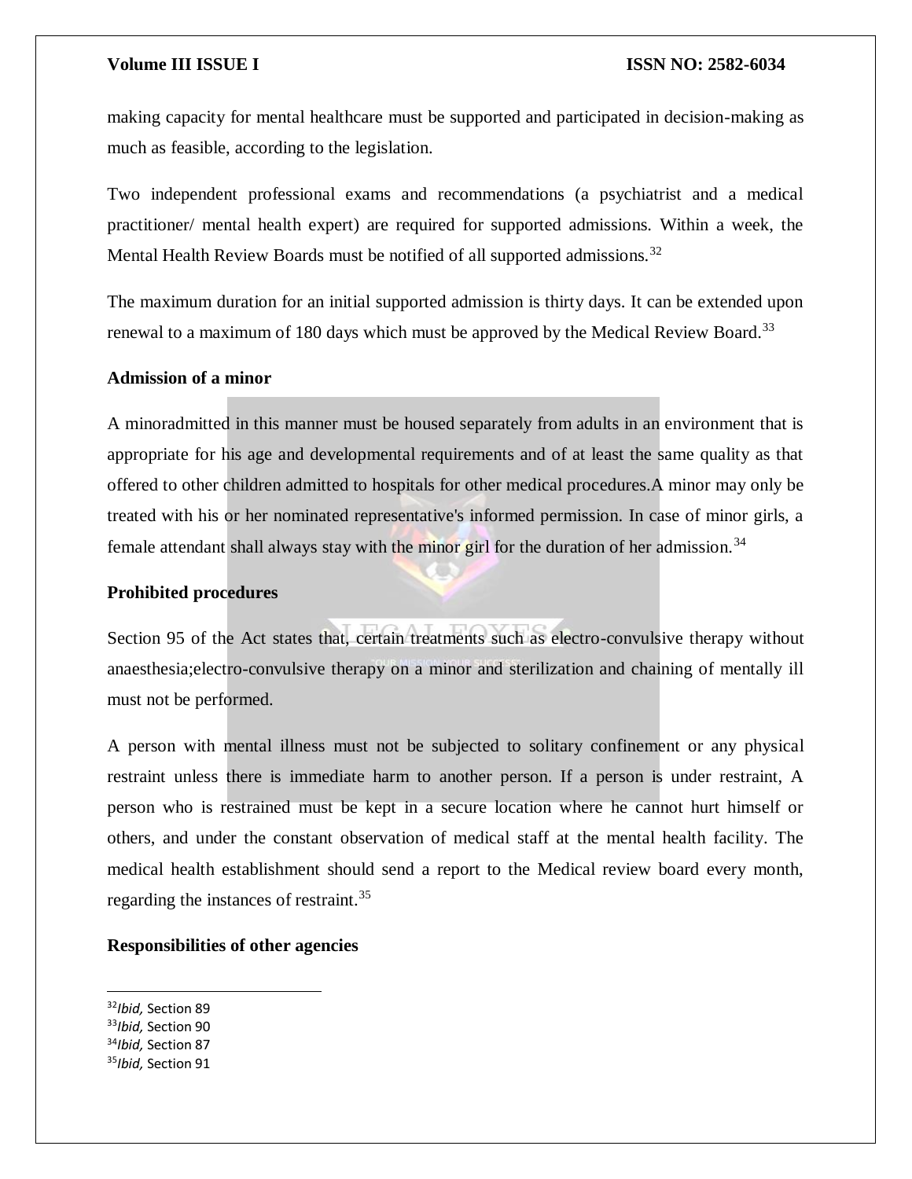making capacity for mental healthcare must be supported and participated in decision-making as much as feasible, according to the legislation.

Two independent professional exams and recommendations (a psychiatrist and a medical practitioner/ mental health expert) are required for supported admissions. Within a week, the Mental Health Review Boards must be notified of all supported admissions.[32]

The maximum duration for an initial supported admission is thirty days. It can be extended upon renewal to a maximum of 180 days which must be approved by the Medical Review Board.[33]

**Admission of a minor**

A minoradmitted in this manner must be housed separately from adults in an environment that is appropriate for his age and developmental requirements and of at least the same quality as that offered to other children admitted to hospitals for other medical procedures.A minor may only be treated with his or her nominated representative's informed permission. In case of minor girls, a female attendant shall always stay with the minor girl for the duration of her admission.[34]

**Prohibited procedures**

Section 95 of the Act states that, certain treatments such as electro-convulsive therapy without anaesthesia;electro-convulsive therapy on a minor and sterilization and chaining of mentally ill must not be performed.

A person with mental illness must not be subjected to solitary confinement or any physical restraint unless there is immediate harm to another person. If a person is under restraint, A person who is restrained must be kept in a secure location where he cannot hurt himself or others, and under the constant observation of medical staff at the mental health facility. The medical health establishment should send a report to the Medical review board every month, regarding the instances of restraint.[35]

**Responsibilities of other agencies**

---

[32] *Ibid,* Section 89
[33] *Ibid,* Section 90
[34] *Ibid,* Section 87
[35] *Ibid,* Section 91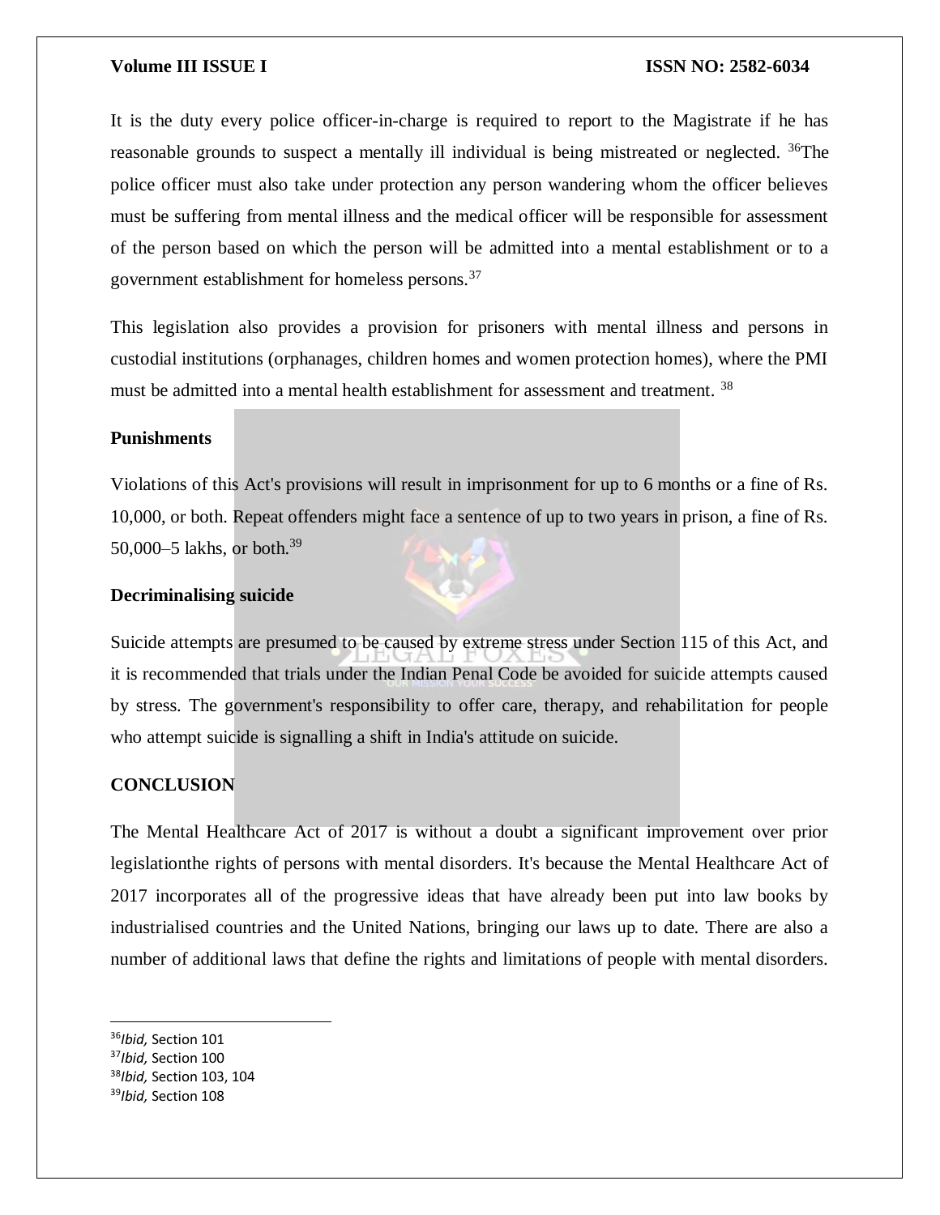It is the duty every police officer-in-charge is required to report to the Magistrate if he has reasonable grounds to suspect a mentally ill individual is being mistreated or neglected. [36]The police officer must also take under protection any person wandering whom the officer believes must be suffering from mental illness and the medical officer will be responsible for assessment of the person based on which the person will be admitted into a mental establishment or to a government establishment for homeless persons.[37]

This legislation also provides a provision for prisoners with mental illness and persons in custodial institutions (orphanages, children homes and women protection homes), where the PMI must be admitted into a mental health establishment for assessment and treatment. [38]

**Punishments**

Violations of this Act's provisions will result in imprisonment for up to 6 months or a fine of Rs. 10,000, or both. Repeat offenders might face a sentence of up to two years in prison, a fine of Rs. 50,000–5 lakhs, or both.[39]

**Decriminalising suicide**

Suicide attempts are presumed to be caused by extreme stress under Section 115 of this Act, and it is recommended that trials under the Indian Penal Code be avoided for suicide attempts caused by stress. The government's responsibility to offer care, therapy, and rehabilitation for people who attempt suicide is signalling a shift in India's attitude on suicide.

**CONCLUSION**

The Mental Healthcare Act of 2017 is without a doubt a significant improvement over prior legislationthe rights of persons with mental disorders. It's because the Mental Healthcare Act of 2017 incorporates all of the progressive ideas that have already been put into law books by industrialised countries and the United Nations, bringing our laws up to date. There are also a number of additional laws that define the rights and limitations of people with mental disorders.

---

[36]*Ibid,* Section 101
[37]*Ibid,* Section 100
[38]*Ibid,* Section 103, 104
[39]*Ibid,* Section 108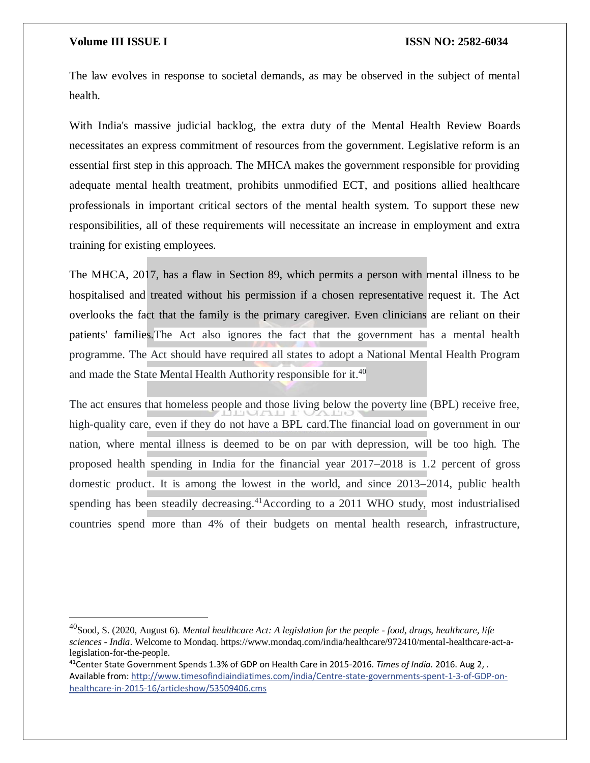The law evolves in response to societal demands, as may be observed in the subject of mental health.

With India's massive judicial backlog, the extra duty of the Mental Health Review Boards necessitates an express commitment of resources from the government. Legislative reform is an essential first step in this approach. The MHCA makes the government responsible for providing adequate mental health treatment, prohibits unmodified ECT, and positions allied healthcare professionals in important critical sectors of the mental health system. To support these new responsibilities, all of these requirements will necessitate an increase in employment and extra training for existing employees.

The MHCA, 2017, has a flaw in Section 89, which permits a person with mental illness to be hospitalised and treated without his permission if a chosen representative request it. The Act overlooks the fact that the family is the primary caregiver. Even clinicians are reliant on their patients' families.The Act also ignores the fact that the government has a mental health programme. The Act should have required all states to adopt a National Mental Health Program and made the State Mental Health Authority responsible for it.[40]

The act ensures that homeless people and those living below the poverty line (BPL) receive free, high-quality care, even if they do not have a BPL card.The financial load on government in our nation, where mental illness is deemed to be on par with depression, will be too high. The proposed health spending in India for the financial year 2017–2018 is 1.2 percent of gross domestic product. It is among the lowest in the world, and since 2013–2014, public health spending has been steadily decreasing.[41]According to a 2011 WHO study, most industrialised countries spend more than 4% of their budgets on mental health research, infrastructure,

---

[40]Sood, S. (2020, August 6). *Mental healthcare Act: A legislation for the people - food, drugs, healthcare, life sciences - India*. Welcome to Mondaq. https://www.mondaq.com/india/healthcare/972410/mental-healthcare-act-a-legislation-for-the-people.

[41]Center State Government Spends 1.3% of GDP on Health Care in 2015-2016. *Times of India.* 2016. Aug 2, . Available from: http://www.timesofindiaindiatimes.com/india/Centre-state-governments-spent-1-3-of-GDP-on-healthcare-in-2015-16/articleshow/53509406.cms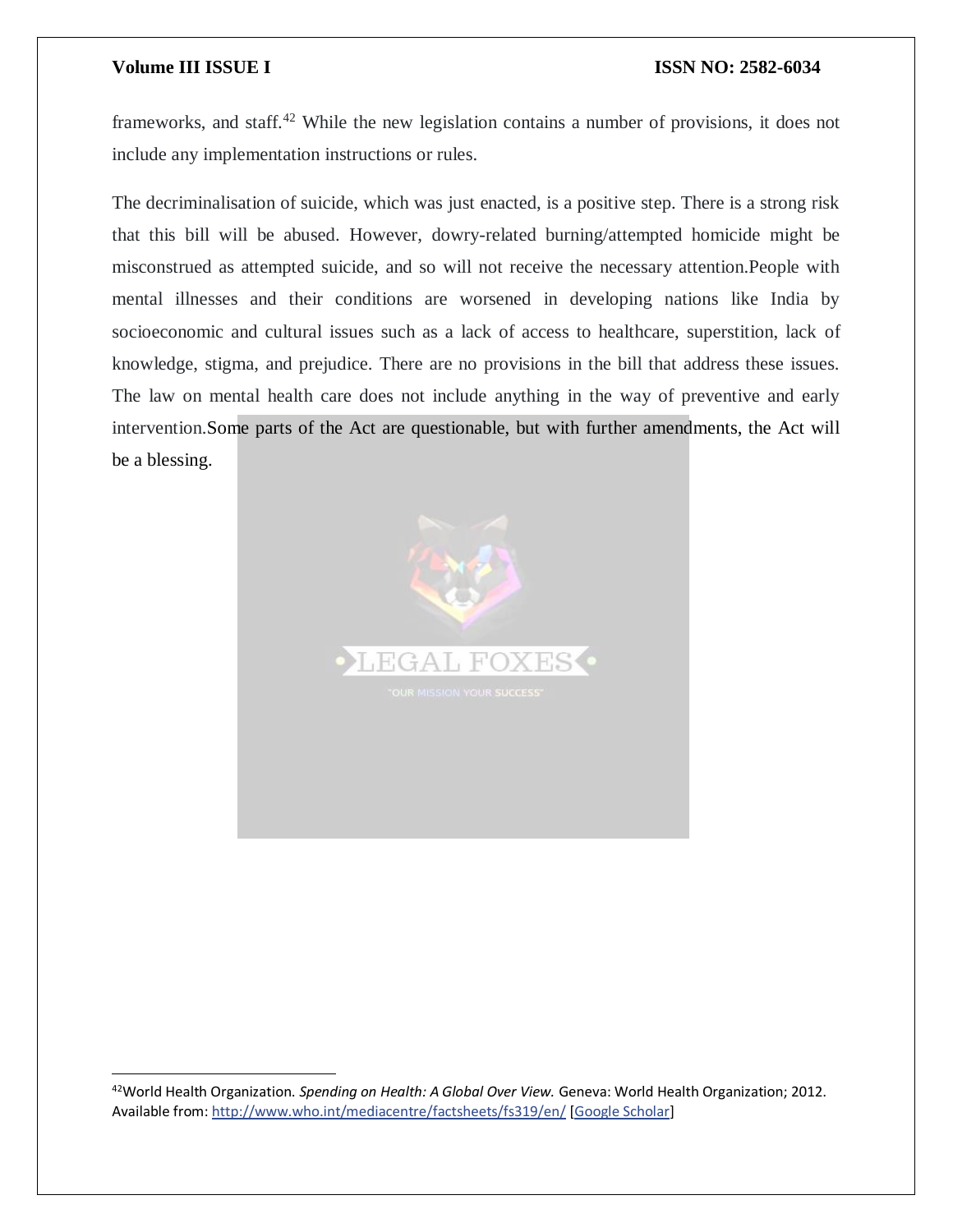frameworks, and staff.[42] While the new legislation contains a number of provisions, it does not include any implementation instructions or rules.

The decriminalisation of suicide, which was just enacted, is a positive step. There is a strong risk that this bill will be abused. However, dowry-related burning/attempted homicide might be misconstrued as attempted suicide, and so will not receive the necessary attention.People with mental illnesses and their conditions are worsened in developing nations like India by socioeconomic and cultural issues such as a lack of access to healthcare, superstition, lack of knowledge, stigma, and prejudice. There are no provisions in the bill that address these issues. The law on mental health care does not include anything in the way of preventive and early intervention.Some parts of the Act are questionable, but with further amendments, the Act will be a blessing.

---

[42]World Health Organization. *Spending on Health: A Global Over View.* Geneva: World Health Organization; 2012. Available from: http://www.who.int/mediacentre/factsheets/fs319/en/ [Google Scholar]